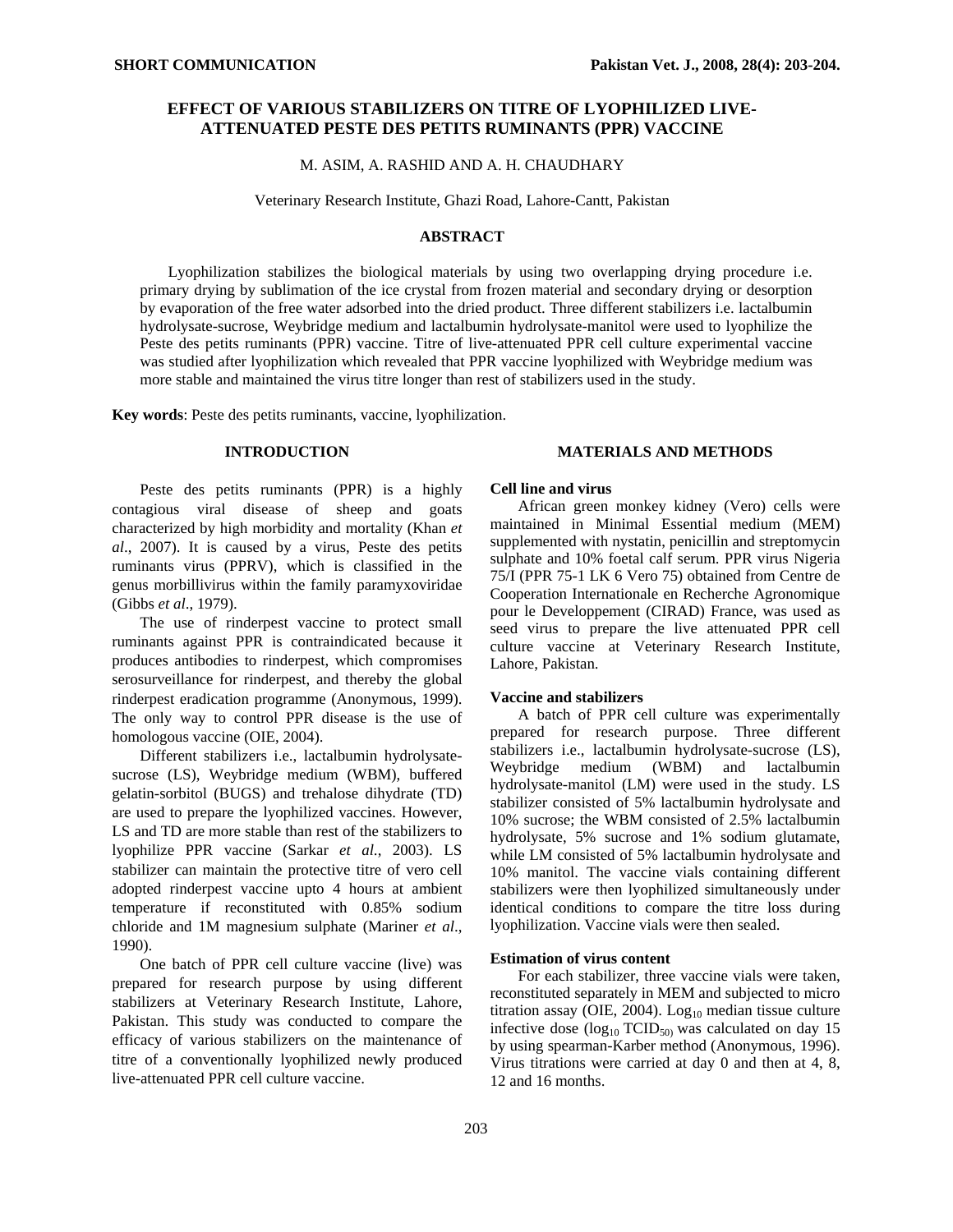SHORT COMMUNICATION

# EFFECT OF VARIOUS STABILIZERS ON TITRE OF LYOPHILIZED LIVE-ATTENUATED PESTE DES PETITS RUMINANTS (PPR) VACCINE

M. ASIM, A. RASHID AND A. H. CHAUDHARY

Veterinary Research Institute, Ghazi Road, Lahore-Cantt, Pakistan

## ABSTRACT

Lyophilization stabilizes the biological materials by using two overlapping drying procedure i.e. primary drying by sublimation of the ice crystal from frozen material and secondary drying or desorption by evaporation of the free water adsorbed into the dried product. Three different stabilizers i.e. lactalbumin hydrolysate-sucrose, Weybridge medium and lactalbumin hydrolysate-manitol were used to lyophilize the Peste des petits ruminants (PPR) vaccine. Titre of live-attenuated PPR cell culture experimental vaccine was studied after lyophilization which revealed that PPR vaccine lyophilized with Weybridge medium was more stable and maintained the virus titre longer than rest of stabilizers used in the study.

**Key words**: Peste des petits ruminants, vaccine, lyophilization.

## INTRODUCTION

Peste des petits ruminants (PPR) is a highly contagious viral disease of sheep and goats characterized by high morbidity and mortality (Khan *et al*., 2007). It is caused by a virus, Peste des petits ruminants virus (PPRV), which is classified in the genus morbillivirus within the family paramyxoviridae (Gibbs *et al*., 1979).

The use of rinderpest vaccine to protect small ruminants against PPR is contraindicated because it produces antibodies to rinderpest, which compromises serosurveillance for rinderpest, and thereby the global rinderpest eradication programme (Anonymous, 1999). The only way to control PPR disease is the use of homologous vaccine (OIE, 2004).

Different stabilizers i.e., lactalbumin hydrolysate-sucrose (LS), Weybridge medium (WBM), buffered gelatin-sorbitol (BUGS) and trehalose dihydrate (TD) are used to prepare the lyophilized vaccines. However, LS and TD are more stable than rest of the stabilizers to lyophilize PPR vaccine (Sarkar *et al*., 2003). LS stabilizer can maintain the protective titre of vero cell adopted rinderpest vaccine upto 4 hours at ambient temperature if reconstituted with 0.85% sodium chloride and 1M magnesium sulphate (Mariner *et al*., 1990).

One batch of PPR cell culture vaccine (live) was prepared for research purpose by using different stabilizers at Veterinary Research Institute, Lahore, Pakistan. This study was conducted to compare the efficacy of various stabilizers on the maintenance of titre of a conventionally lyophilized newly produced live-attenuated PPR cell culture vaccine.

## MATERIALS AND METHODS

### Cell line and virus

African green monkey kidney (Vero) cells were maintained in Minimal Essential medium (MEM) supplemented with nystatin, penicillin and streptomycin sulphate and 10% foetal calf serum. PPR virus Nigeria 75/I (PPR 75-1 LK 6 Vero 75) obtained from Centre de Cooperation Internationale en Recherche Agronomique pour le Developpement (CIRAD) France, was used as seed virus to prepare the live attenuated PPR cell culture vaccine at Veterinary Research Institute, Lahore, Pakistan.

### Vaccine and stabilizers

A batch of PPR cell culture was experimentally prepared for research purpose. Three different stabilizers i.e., lactalbumin hydrolysate-sucrose (LS), Weybridge medium (WBM) and lactalbumin hydrolysate-manitol (LM) were used in the study. LS stabilizer consisted of 5% lactalbumin hydrolysate and 10% sucrose; the WBM consisted of 2.5% lactalbumin hydrolysate, 5% sucrose and 1% sodium glutamate, while LM consisted of 5% lactalbumin hydrolysate and 10% manitol. The vaccine vials containing different stabilizers were then lyophilized simultaneously under identical conditions to compare the titre loss during lyophilization. Vaccine vials were then sealed.

### Estimation of virus content

For each stabilizer, three vaccine vials were taken, reconstituted separately in MEM and subjected to micro titration assay (OIE, 2004). $Log_{10}$ median tissue culture infective dose ($log_{10}$ $TCID_{50}$) was calculated on day 15 by using spearman-Karber method (Anonymous, 1996). Virus titrations were carried at day 0 and then at 4, 8, 12 and 16 months.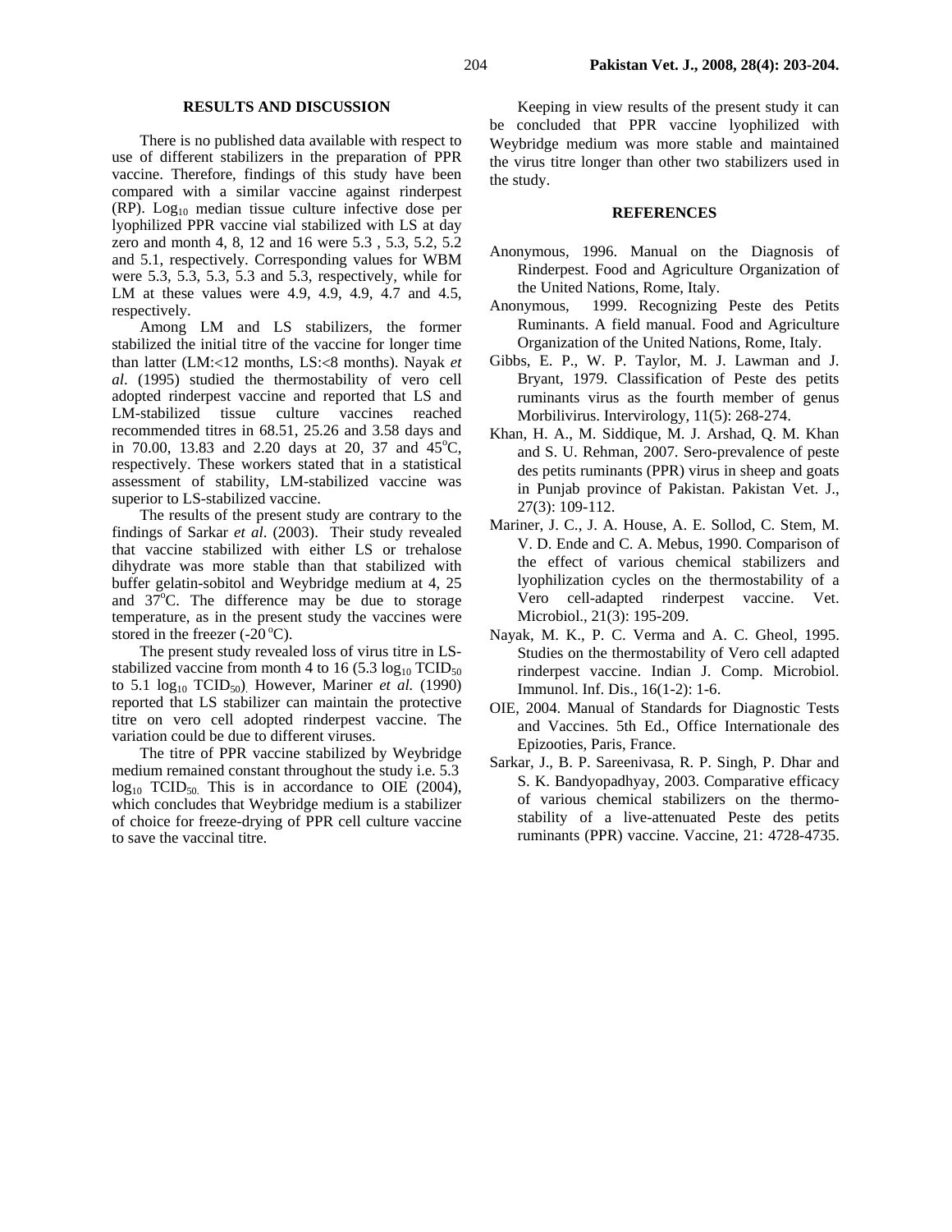## RESULTS AND DISCUSSION

There is no published data available with respect to use of different stabilizers in the preparation of PPR vaccine. Therefore, findings of this study have been compared with a similar vaccine against rinderpest (RP). $Log_{10}$ median tissue culture infective dose per lyophilized PPR vaccine vial stabilized with LS at day zero and month 4, 8, 12 and 16 were 5.3 , 5.3, 5.2, 5.2 and 5.1, respectively. Corresponding values for WBM were 5.3, 5.3, 5.3, 5.3 and 5.3, respectively, while for LM at these values were 4.9, 4.9, 4.9, 4.7 and 4.5, respectively.

Among LM and LS stabilizers, the former stabilized the initial titre of the vaccine for longer time than latter (LM:<12 months, LS:<8 months). Nayak *et al*. (1995) studied the thermostability of vero cell adopted rinderpest vaccine and reported that LS and LM-stabilized tissue culture vaccines reached recommended titres in 68.51, 25.26 and 3.58 days and in 70.00, 13.83 and 2.20 days at 20, 37 and 45$^{o}$C, respectively. These workers stated that in a statistical assessment of stability, LM-stabilized vaccine was superior to LS-stabilized vaccine.

The results of the present study are contrary to the findings of Sarkar *et al*. (2003). Their study revealed that vaccine stabilized with either LS or trehalose dihydrate was more stable than that stabilized with buffer gelatin-sobitol and Weybridge medium at 4, 25 and 37$^{o}$C. The difference may be due to storage temperature, as in the present study the vaccines were stored in the freezer (-20 $^{o}$C).

The present study revealed loss of virus titre in LS-stabilized vaccine from month 4 to 16 (5.3 $log_{10}$ $TCID_{50}$ to 5.1 $log_{10}$ $TCID_{50}$). However, Mariner *et al.* (1990) reported that LS stabilizer can maintain the protective titre on vero cell adopted rinderpest vaccine. The variation could be due to different viruses.

The titre of PPR vaccine stabilized by Weybridge medium remained constant throughout the study i.e. 5.3 $log_{10}$ $TCID_{50}$. This is in accordance to OIE (2004), which concludes that Weybridge medium is a stabilizer of choice for freeze-drying of PPR cell culture vaccine to save the vaccinal titre.

Keeping in view results of the present study it can be concluded that PPR vaccine lyophilized with Weybridge medium was more stable and maintained the virus titre longer than other two stabilizers used in the study.

## REFERENCES

Anonymous, 1996. Manual on the Diagnosis of Rinderpest. Food and Agriculture Organization of the United Nations, Rome, Italy.

Anonymous, 1999. Recognizing Peste des Petits Ruminants. A field manual. Food and Agriculture Organization of the United Nations, Rome, Italy.

Gibbs, E. P., W. P. Taylor, M. J. Lawman and J. Bryant, 1979. Classification of Peste des petits ruminants virus as the fourth member of genus Morbilivirus. Intervirology, 11(5): 268-274.

Khan, H. A., M. Siddique, M. J. Arshad, Q. M. Khan and S. U. Rehman, 2007. Sero-prevalence of peste des petits ruminants (PPR) virus in sheep and goats in Punjab province of Pakistan. Pakistan Vet. J., 27(3): 109-112.

Mariner, J. C., J. A. House, A. E. Sollod, C. Stem, M. V. D. Ende and C. A. Mebus, 1990. Comparison of the effect of various chemical stabilizers and lyophilization cycles on the thermostability of a Vero cell-adapted rinderpest vaccine. Vet. Microbiol., 21(3): 195-209.

Nayak, M. K., P. C. Verma and A. C. Gheol, 1995. Studies on the thermostability of Vero cell adapted rinderpest vaccine. Indian J. Comp. Microbiol. Immunol. Inf. Dis., 16(1-2): 1-6.

OIE, 2004. Manual of Standards for Diagnostic Tests and Vaccines. 5th Ed., Office Internationale des Epizooties, Paris, France.

Sarkar, J., B. P. Sareenivasa, R. P. Singh, P. Dhar and S. K. Bandyopadhyay, 2003. Comparative efficacy of various chemical stabilizers on the thermo-stability of a live-attenuated Peste des petits ruminants (PPR) vaccine. Vaccine, 21: 4728-4735.